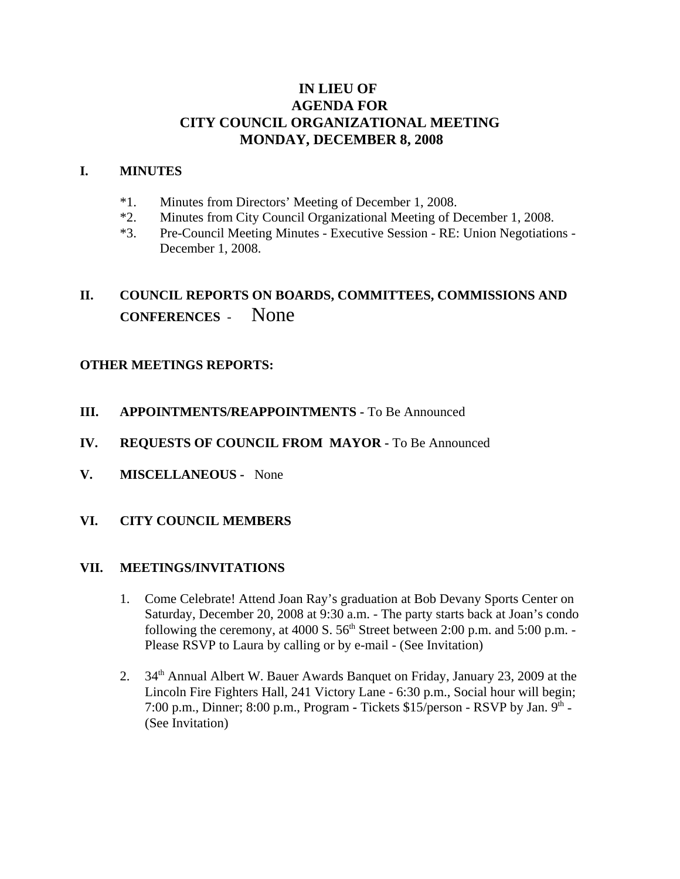# IN LIEU OF
# AGENDA FOR
# CITY COUNCIL ORGANIZATIONAL MEETING
# MONDAY, DECEMBER 8, 2008

## I. MINUTES

*1. Minutes from Directors' Meeting of December 1, 2008.
*2. Minutes from City Council Organizational Meeting of December 1, 2008.
*3. Pre-Council Meeting Minutes - Executive Session - RE: Union Negotiations - December 1, 2008.

## II. COUNCIL REPORTS ON BOARDS, COMMITTEES, COMMISSIONS AND CONFERENCES - None

**OTHER MEETINGS REPORTS:**

## III. APPOINTMENTS/REAPPOINTMENTS - To Be Announced

## IV. REQUESTS OF COUNCIL FROM MAYOR - To Be Announced

## V. MISCELLANEOUS - None

## VI. CITY COUNCIL MEMBERS

## VII. MEETINGS/INVITATIONS

1. Come Celebrate! Attend Joan Ray's graduation at Bob Devany Sports Center on Saturday, December 20, 2008 at 9:30 a.m. - The party starts back at Joan's condo following the ceremony, at 4000 S. 56th Street between 2:00 p.m. and 5:00 p.m. - Please RSVP to Laura by calling or by e-mail - (See Invitation)

2. 34th Annual Albert W. Bauer Awards Banquet on Friday, January 23, 2009 at the Lincoln Fire Fighters Hall, 241 Victory Lane - 6:30 p.m., Social hour will begin; 7:00 p.m., Dinner; 8:00 p.m., Program - Tickets $15/person - RSVP by Jan. 9th - (See Invitation)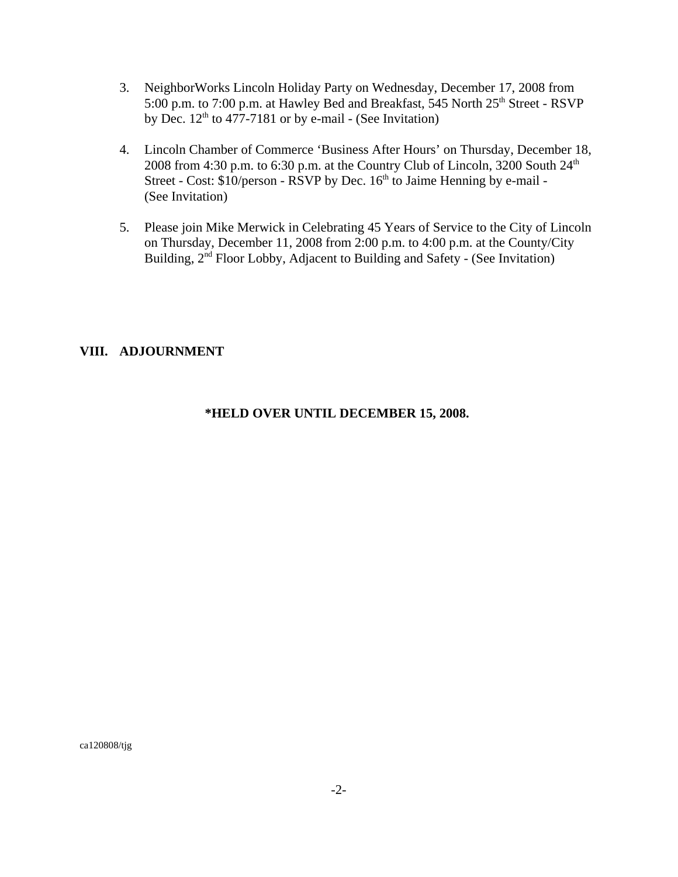3. NeighborWorks Lincoln Holiday Party on Wednesday, December 17, 2008 from 5:00 p.m. to 7:00 p.m. at Hawley Bed and Breakfast, 545 North 25th Street - RSVP by Dec. 12th to 477-7181 or by e-mail - (See Invitation)

4. Lincoln Chamber of Commerce 'Business After Hours' on Thursday, December 18, 2008 from 4:30 p.m. to 6:30 p.m. at the Country Club of Lincoln, 3200 South 24th Street - Cost: $10/person - RSVP by Dec. 16th to Jaime Henning by e-mail - (See Invitation)

5. Please join Mike Merwick in Celebrating 45 Years of Service to the City of Lincoln on Thursday, December 11, 2008 from 2:00 p.m. to 4:00 p.m. at the County/City Building, 2nd Floor Lobby, Adjacent to Building and Safety - (See Invitation)

## VIII. ADJOURNMENT

**\*HELD OVER UNTIL DECEMBER 15, 2008.**

ca120808/tjg